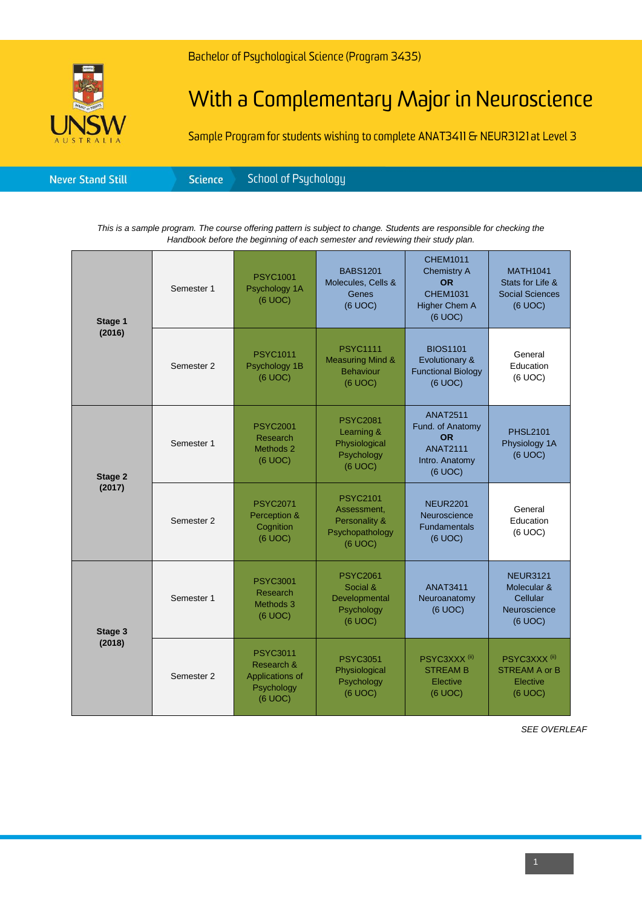Bachelor of Psychological Science (Program 3435)

# With a Complementary Major in Neuroscience

Sample Program for students wishing to complete ANAT3411 & NEUR3121 at Level 3

Never Stand Still | Science | School of Psychology

*This is a sample program. The course offering pattern is subject to change. Students are responsible for checking the Handbook before the beginning of each semester and reviewing their study plan.*

| Stage | Semester | | | | |
|---|---|---|---|---|---|
| **Stage 1 (2016)** | Semester 1 | PSYC1001 Psychology 1A (6 UOC) | BABS1201 Molecules, Cells & Genes (6 UOC) | CHEM1011 Chemistry A **OR** CHEM1031 Higher Chem A (6 UOC) | MATH1041 Stats for Life & Social Sciences (6 UOC) |
| | Semester 2 | PSYC1011 Psychology 1B (6 UOC) | PSYC1111 Measuring Mind & Behaviour (6 UOC) | BIOS1101 Evolutionary & Functional Biology (6 UOC) | General Education (6 UOC) |
| **Stage 2 (2017)** | Semester 1 | PSYC2001 Research Methods 2 (6 UOC) | PSYC2081 Learning & Physiological Psychology (6 UOC) | ANAT2511 Fund. of Anatomy **OR** ANAT2111 Intro. Anatomy (6 UOC) | PHSL2101 Physiology 1A (6 UOC) |
| | Semester 2 | PSYC2071 Perception & Cognition (6 UOC) | PSYC2101 Assessment, Personality & Psychopathology (6 UOC) | NEUR2201 Neuroscience Fundamentals (6 UOC) | General Education (6 UOC) |
| **Stage 3 (2018)** | Semester 1 | PSYC3001 Research Methods 3 (6 UOC) | PSYC2061 Social & Developmental Psychology (6 UOC) | ANAT3411 Neuroanatomy (6 UOC) | NEUR3121 Molecular & Cellular Neuroscience (6 UOC) |
| | Semester 2 | PSYC3011 Research & Applications of Psychology (6 UOC) | PSYC3051 Physiological Psychology (6 UOC) | PSYC3XXX [iii] STREAM B Elective (6 UOC) | PSYC3XXX [iii] STREAM A or B Elective (6 UOC) |

*SEE OVERLEAF*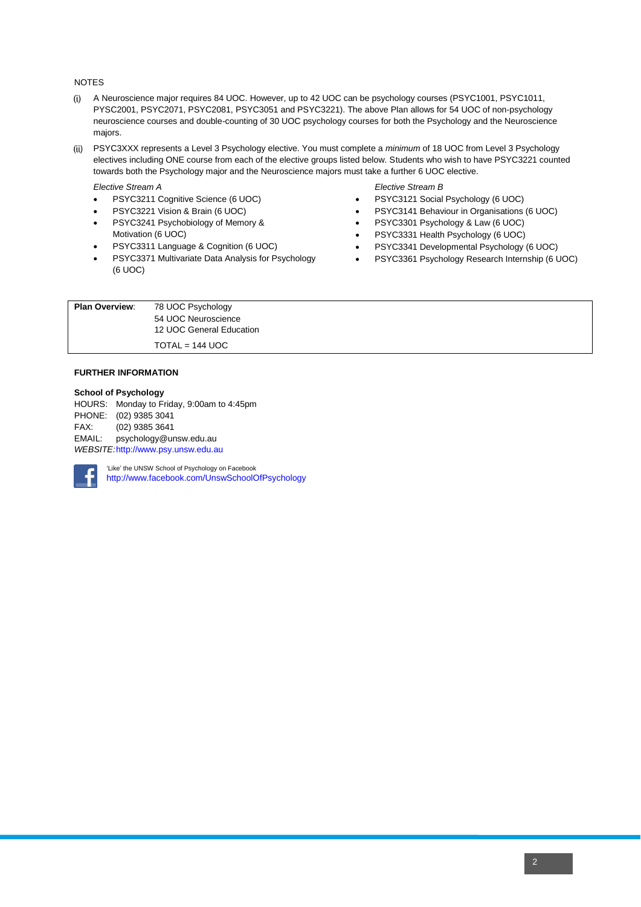NOTES

(i) A Neuroscience major requires 84 UOC. However, up to 42 UOC can be psychology courses (PSYC1001, PSYC1011, PYSC2001, PSYC2071, PSYC2081, PSYC3051 and PSYC3221). The above Plan allows for 54 UOC of non-psychology neuroscience courses and double-counting of 30 UOC psychology courses for both the Psychology and the Neuroscience majors.

(ii) PSYC3XXX represents a Level 3 Psychology elective. You must complete a *minimum* of 18 UOC from Level 3 Psychology electives including ONE course from each of the elective groups listed below. Students who wish to have PSYC3221 counted towards both the Psychology major and the Neuroscience majors must take a further 6 UOC elective.

*Elective Stream A*

- PSYC3211 Cognitive Science (6 UOC)
- PSYC3221 Vision & Brain (6 UOC)
- PSYC3241 Psychobiology of Memory & Motivation (6 UOC)
- PSYC3311 Language & Cognition (6 UOC)
- PSYC3371 Multivariate Data Analysis for Psychology (6 UOC)

*Elective Stream B*

- PSYC3121 Social Psychology (6 UOC)
- PSYC3141 Behaviour in Organisations (6 UOC)
- PSYC3301 Psychology & Law (6 UOC)
- PSYC3331 Health Psychology (6 UOC)
- PSYC3341 Developmental Psychology (6 UOC)
- PSYC3361 Psychology Research Internship (6 UOC)

| | |
|---|---|
| **Plan Overview**: | 78 UOC Psychology<br>54 UOC Neuroscience<br>12 UOC General Education |
| | TOTAL = 144 UOC |

**FURTHER INFORMATION**

**School of Psychology**

HOURS: Monday to Friday, 9:00am to 4:45pm
PHONE: (02) 9385 3041
FAX: (02) 9385 3641
EMAIL: psychology@unsw.edu.au
*WEBSITE:* http://www.psy.unsw.edu.au

'Like' the UNSW School of Psychology on Facebook
http://www.facebook.com/UnswSchoolOfPsychology